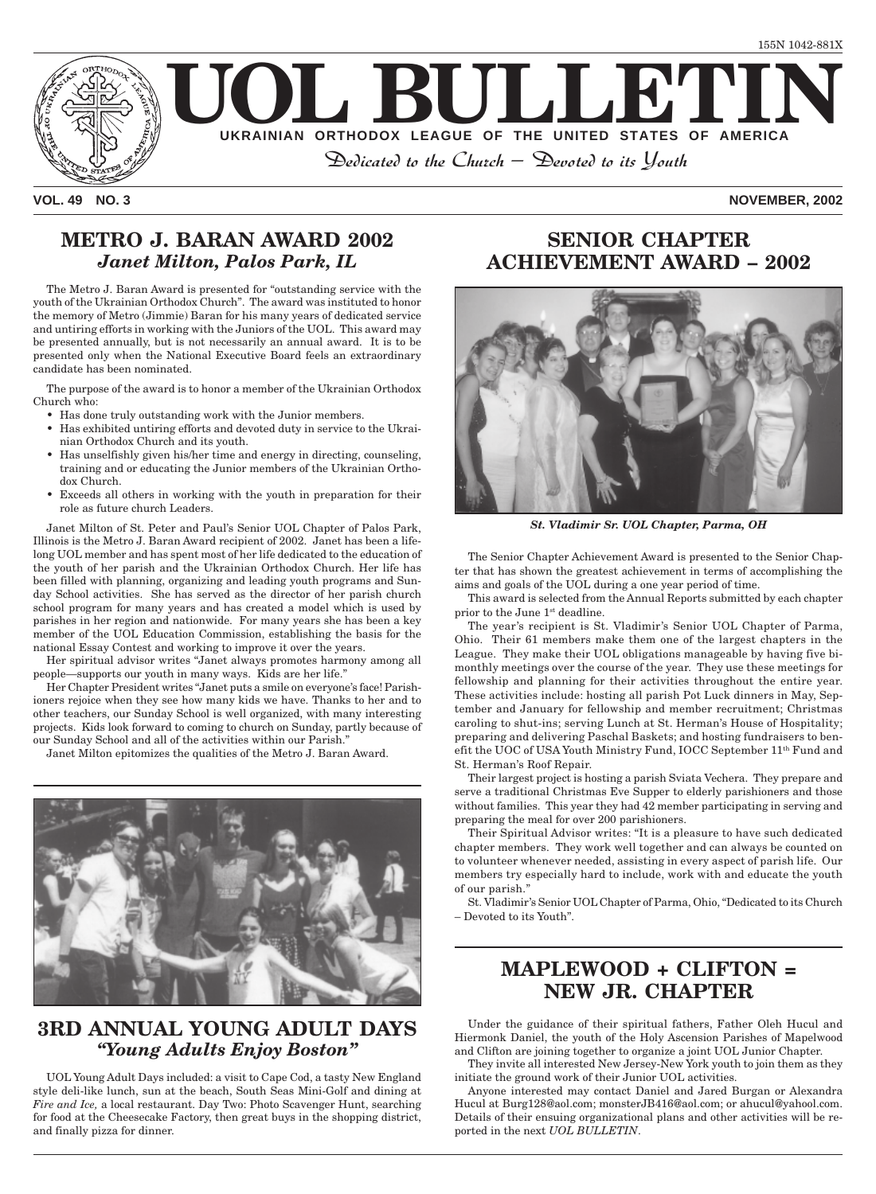155N 1042-881X

# UOL BULLETIN

**UKRAINIAN ORTHODOX LEAGUE OF THE UNITED STATES OF AMERICA**

*Dedicated to the Church – Devoted to its Youth*

**VOL. 49 NO. 3** **NOVEMBER, 2002**

## METRO J. BARAN AWARD 2002
### *Janet Milton, Palos Park, IL*

The Metro J. Baran Award is presented for "outstanding service with the youth of the Ukrainian Orthodox Church". The award was instituted to honor the memory of Metro (Jimmie) Baran for his many years of dedicated service and untiring efforts in working with the Juniors of the UOL. This award may be presented annually, but is not necessarily an annual award. It is to be presented only when the National Executive Board feels an extraordinary candidate has been nominated.

The purpose of the award is to honor a member of the Ukrainian Orthodox Church who:

- Has done truly outstanding work with the Junior members.
- Has exhibited untiring efforts and devoted duty in service to the Ukrainian Orthodox Church and its youth.
- Has unselfishly given his/her time and energy in directing, counseling, training and or educating the Junior members of the Ukrainian Orthodox Church.
- Exceeds all others in working with the youth in preparation for their role as future church Leaders.

Janet Milton of St. Peter and Paul's Senior UOL Chapter of Palos Park, Illinois is the Metro J. Baran Award recipient of 2002. Janet has been a lifelong UOL member and has spent most of her life dedicated to the education of the youth of her parish and the Ukrainian Orthodox Church. Her life has been filled with planning, organizing and leading youth programs and Sunday School activities. She has served as the director of her parish church school program for many years and has created a model which is used by parishes in her region and nationwide. For many years she has been a key member of the UOL Education Commission, establishing the basis for the national Essay Contest and working to improve it over the years.

Her spiritual advisor writes "Janet always promotes harmony among all people—supports our youth in many ways. Kids are her life."

Her Chapter President writes "Janet puts a smile on everyone's face! Parishioners rejoice when they see how many kids we have. Thanks to her and to other teachers, our Sunday School is well organized, with many interesting projects. Kids look forward to coming to church on Sunday, partly because of our Sunday School and all of the activities within our Parish."

Janet Milton epitomizes the qualities of the Metro J. Baran Award.

## 3RD ANNUAL YOUNG ADULT DAYS
### *"Young Adults Enjoy Boston"*

UOL Young Adult Days included: a visit to Cape Cod, a tasty New England style deli-like lunch, sun at the beach, South Seas Mini-Golf and dining at *Fire and Ice,* a local restaurant. Day Two: Photo Scavenger Hunt, searching for food at the Cheesecake Factory, then great buys in the shopping district, and finally pizza for dinner.

## SENIOR CHAPTER ACHIEVEMENT AWARD – 2002

*St. Vladimir Sr. UOL Chapter, Parma, OH*

The Senior Chapter Achievement Award is presented to the Senior Chapter that has shown the greatest achievement in terms of accomplishing the aims and goals of the UOL during a one year period of time.

This award is selected from the Annual Reports submitted by each chapter prior to the June 1st deadline.

The year's recipient is St. Vladimir's Senior UOL Chapter of Parma, Ohio. Their 61 members make them one of the largest chapters in the League. They make their UOL obligations manageable by having five bimonthly meetings over the course of the year. They use these meetings for fellowship and planning for their activities throughout the entire year. These activities include: hosting all parish Pot Luck dinners in May, September and January for fellowship and member recruitment; Christmas caroling to shut-ins; serving Lunch at St. Herman's House of Hospitality; preparing and delivering Paschal Baskets; and hosting fundraisers to benefit the UOC of USA Youth Ministry Fund, IOCC September 11th Fund and St. Herman's Roof Repair.

Their largest project is hosting a parish Sviata Vechera. They prepare and serve a traditional Christmas Eve Supper to elderly parishioners and those without families. This year they had 42 member participating in serving and preparing the meal for over 200 parishioners.

Their Spiritual Advisor writes: "It is a pleasure to have such dedicated chapter members. They work well together and can always be counted on to volunteer whenever needed, assisting in every aspect of parish life. Our members try especially hard to include, work with and educate the youth of our parish."

St. Vladimir's Senior UOL Chapter of Parma, Ohio, "Dedicated to its Church – Devoted to its Youth".

## MAPLEWOOD + CLIFTON = NEW JR. CHAPTER

Under the guidance of their spiritual fathers, Father Oleh Hucul and Hiermonk Daniel, the youth of the Holy Ascension Parishes of Mapelwood and Clifton are joining together to organize a joint UOL Junior Chapter.

They invite all interested New Jersey-New York youth to join them as they initiate the ground work of their Junior UOL activities.

Anyone interested may contact Daniel and Jared Burgan or Alexandra Hucul at Burg128@aol.com; monsterJB416@aol.com; or ahucul@yahool.com. Details of their ensuing organizational plans and other activities will be reported in the next *UOL BULLETIN*.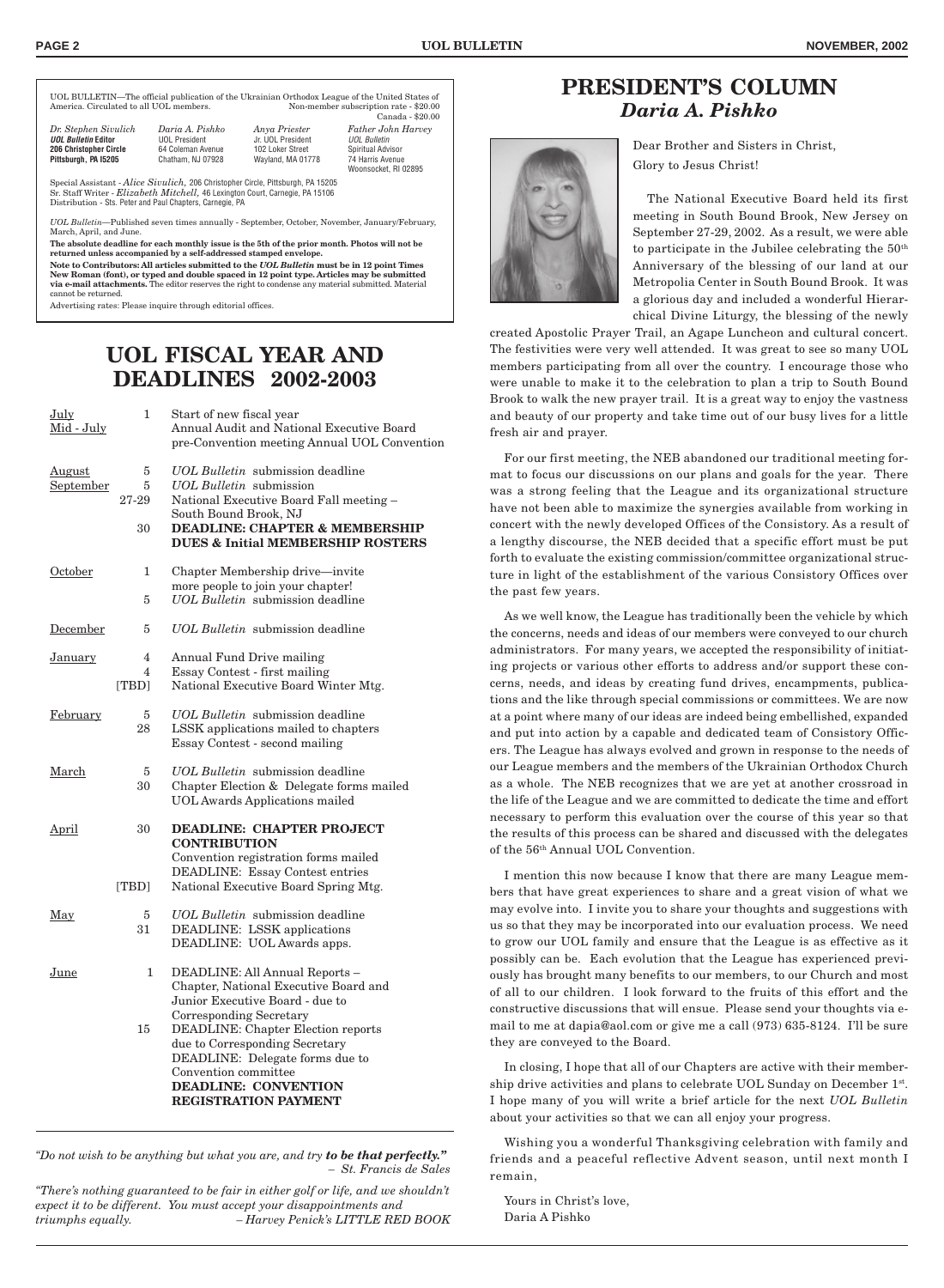UOL BULLETIN—The official publication of the Ukrainian Orthodox League of the United States of America. Circulated to all UOL members. Non-member subscription rate - $20.00 Canada - $20.00

| *Dr. Stephen Sivulich* | *Daria A. Pishko* | *Anya Priester* | *Father John Harvey* |
|---|---|---|---|
| ***UOL Bulletin* Editor** | UOL President | Jr. UOL President | *UOL Bulletin* |
| **206 Christopher Circle** | 64 Coleman Avenue | 102 Loker Street | Spiritual Advisor |
| **Pittsburgh, PA 15205** | Chatham, NJ 07928 | Wayland, MA 01778 | 74 Harris Avenue |
| | | | Woonsocket, RI 02895 |

Special Assistant - *Alice Sivulich,* 206 Christopher Circle, Pittsburgh, PA 15205
Sr. Staff Writer - *Elizabeth Mitchell,* 46 Lexington Court, Carnegie, PA 15106
Distribution - Sts. Peter and Paul Chapters, Carnegie, PA

*UOL Bulletin*—Published seven times annually - September, October, November, January/February, March, April, and June.

**The absolute deadline for each monthly issue is the 5th of the prior month. Photos will not be returned unless accompanied by a self-addressed stamped envelope.**

**Note to Contributors: All articles submitted to the *UOL Bulletin* must be in 12 point Times New Roman (font), or typed and double spaced in 12 point type. Articles may be submitted via e-mail attachments.** The editor reserves the right to condense any material submitted. Material cannot be returned.

Advertising rates: Please inquire through editorial offices.

# UOL FISCAL YEAR AND DEADLINES 2002-2003

| | | |
|---|---|---|
| July | 1 | Start of new fiscal year |
| Mid - July | | Annual Audit and National Executive Board pre-Convention meeting Annual UOL Convention |
| August | 5 | *UOL Bulletin* submission deadline |
| September | 5 | *UOL Bulletin* submission |
| | 27-29 | National Executive Board Fall meeting – South Bound Brook, NJ |
| | 30 | **DEADLINE: CHAPTER & MEMBERSHIP DUES & Initial MEMBERSHIP ROSTERS** |
| October | 1 | Chapter Membership drive—invite more people to join your chapter! |
| | 5 | *UOL Bulletin* submission deadline |
| December | 5 | *UOL Bulletin* submission deadline |
| January | 4 | Annual Fund Drive mailing |
| | 4 | Essay Contest - first mailing |
| | [TBD] | National Executive Board Winter Mtg. |
| February | 5 | *UOL Bulletin* submission deadline |
| | 28 | LSSK applications mailed to chapters Essay Contest - second mailing |
| March | 5 | *UOL Bulletin* submission deadline |
| | 30 | Chapter Election & Delegate forms mailed UOL Awards Applications mailed |
| April | 30 | **DEADLINE: CHAPTER PROJECT CONTRIBUTION** Convention registration forms mailed DEADLINE: Essay Contest entries |
| | [TBD] | National Executive Board Spring Mtg. |
| May | 5 | *UOL Bulletin* submission deadline |
| | 31 | DEADLINE: LSSK applications DEADLINE: UOL Awards apps. |
| June | 1 | DEADLINE: All Annual Reports – Chapter, National Executive Board and Junior Executive Board - due to Corresponding Secretary |
| | 15 | DEADLINE: Chapter Election reports due to Corresponding Secretary DEADLINE: Delegate forms due to Convention committee **DEADLINE: CONVENTION REGISTRATION PAYMENT** |

*"Do not wish to be anything but what you are, and try **to be that perfectly."***
*– St. Francis de Sales*

*"There's nothing guaranteed to be fair in either golf or life, and we shouldn't expect it to be different. You must accept your disappointments and triumphs equally.* *– Harvey Penick's LITTLE RED BOOK*

# PRESIDENT'S COLUMN
## *Daria A. Pishko*

Dear Brother and Sisters in Christ,
Glory to Jesus Christ!

The National Executive Board held its first meeting in South Bound Brook, New Jersey on September 27-29, 2002. As a result, we were able to participate in the Jubilee celebrating the 50th Anniversary of the blessing of our land at our Metropolia Center in South Bound Brook. It was a glorious day and included a wonderful Hierarchical Divine Liturgy, the blessing of the newly created Apostolic Prayer Trail, an Agape Luncheon and cultural concert. The festivities were very well attended. It was great to see so many UOL members participating from all over the country. I encourage those who were unable to make it to the celebration to plan a trip to South Bound Brook to walk the new prayer trail. It is a great way to enjoy the vastness and beauty of our property and take time out of our busy lives for a little fresh air and prayer.

For our first meeting, the NEB abandoned our traditional meeting format to focus our discussions on our plans and goals for the year. There was a strong feeling that the League and its organizational structure have not been able to maximize the synergies available from working in concert with the newly developed Offices of the Consistory. As a result of a lengthy discourse, the NEB decided that a specific effort must be put forth to evaluate the existing commission/committee organizational structure in light of the establishment of the various Consistory Offices over the past few years.

As we well know, the League has traditionally been the vehicle by which the concerns, needs and ideas of our members were conveyed to our church administrators. For many years, we accepted the responsibility of initiating projects or various other efforts to address and/or support these concerns, needs, and ideas by creating fund drives, encampments, publications and the like through special commissions or committees. We are now at a point where many of our ideas are indeed being embellished, expanded and put into action by a capable and dedicated team of Consistory Officers. The League has always evolved and grown in response to the needs of our League members and the members of the Ukrainian Orthodox Church as a whole. The NEB recognizes that we are yet at another crossroad in the life of the League and we are committed to dedicate the time and effort necessary to perform this evaluation over the course of this year so that the results of this process can be shared and discussed with the delegates of the 56th Annual UOL Convention.

I mention this now because I know that there are many League members that have great experiences to share and a great vision of what we may evolve into. I invite you to share your thoughts and suggestions with us so that they may be incorporated into our evaluation process. We need to grow our UOL family and ensure that the League is as effective as it possibly can be. Each evolution that the League has experienced previously has brought many benefits to our members, to our Church and most of all to our children. I look forward to the fruits of this effort and the constructive discussions that will ensue. Please send your thoughts via e-mail to me at dapia@aol.com or give me a call (973) 635-8124. I'll be sure they are conveyed to the Board.

In closing, I hope that all of our Chapters are active with their membership drive activities and plans to celebrate UOL Sunday on December 1st. I hope many of you will write a brief article for the next *UOL Bulletin* about your activities so that we can all enjoy your progress.

Wishing you a wonderful Thanksgiving celebration with family and friends and a peaceful reflective Advent season, until next month I remain,

Yours in Christ's love,
Daria A Pishko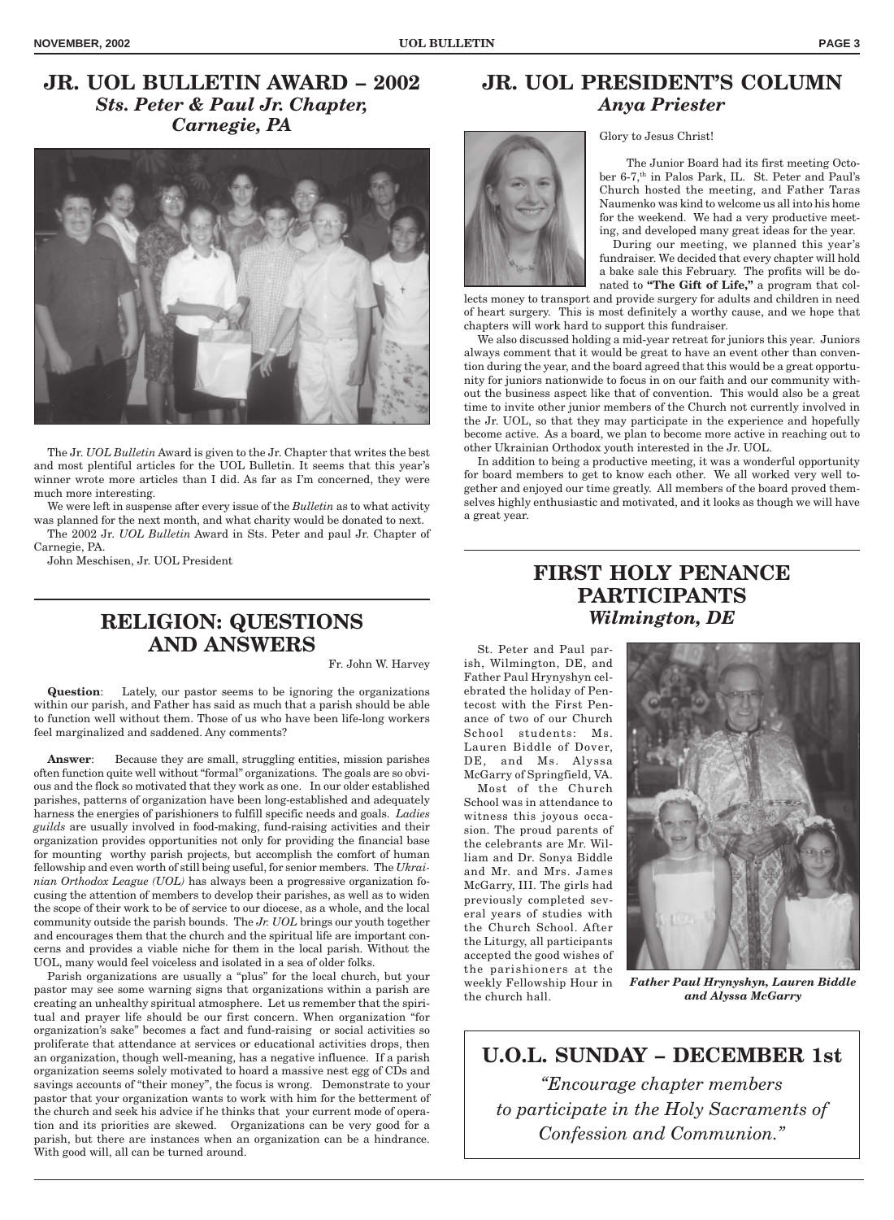## JR. UOL BULLETIN AWARD – 2002
### *Sts. Peter & Paul Jr. Chapter, Carnegie, PA*

The Jr. *UOL Bulletin* Award is given to the Jr. Chapter that writes the best and most plentiful articles for the UOL Bulletin. It seems that this year's winner wrote more articles than I did. As far as I'm concerned, they were much more interesting.

We were left in suspense after every issue of the *Bulletin* as to what activity was planned for the next month, and what charity would be donated to next.

The 2002 Jr. *UOL Bulletin* Award in Sts. Peter and paul Jr. Chapter of Carnegie, PA.

John Meschisen, Jr. UOL President

## RELIGION: QUESTIONS AND ANSWERS

Fr. John W. Harvey

**Question**: Lately, our pastor seems to be ignoring the organizations within our parish, and Father has said as much that a parish should be able to function well without them. Those of us who have been life-long workers feel marginalized and saddened. Any comments?

**Answer**: Because they are small, struggling entities, mission parishes often function quite well without "formal" organizations. The goals are so obvious and the flock so motivated that they work as one. In our older established parishes, patterns of organization have been long-established and adequately harness the energies of parishioners to fulfill specific needs and goals. *Ladies guilds* are usually involved in food-making, fund-raising activities and their organization provides opportunities not only for providing the financial base for mounting worthy parish projects, but accomplish the comfort of human fellowship and even worth of still being useful, for senior members. The *Ukrainian Orthodox League (UOL)* has always been a progressive organization focusing the attention of members to develop their parishes, as well as to widen the scope of their work to be of service to our diocese, as a whole, and the local community outside the parish bounds. The *Jr. UOL* brings our youth together and encourages them that the church and the spiritual life are important concerns and provides a viable niche for them in the local parish. Without the UOL, many would feel voiceless and isolated in a sea of older folks.

Parish organizations are usually a "plus" for the local church, but your pastor may see some warning signs that organizations within a parish are creating an unhealthy spiritual atmosphere. Let us remember that the spiritual and prayer life should be our first concern. When organization "for organization's sake" becomes a fact and fund-raising or social activities so proliferate that attendance at services or educational activities drops, then an organization, though well-meaning, has a negative influence. If a parish organization seems solely motivated to hoard a massive nest egg of CDs and savings accounts of "their money", the focus is wrong. Demonstrate to your pastor that your organization wants to work with him for the betterment of the church and seek his advice if he thinks that your current mode of operation and its priorities are skewed. Organizations can be very good for a parish, but there are instances when an organization can be a hindrance. With good will, all can be turned around.

## JR. UOL PRESIDENT'S COLUMN
### *Anya Priester*

Glory to Jesus Christ!

The Junior Board had its first meeting October 6-7,th in Palos Park, IL. St. Peter and Paul's Church hosted the meeting, and Father Taras Naumenko was kind to welcome us all into his home for the weekend. We had a very productive meeting, and developed many great ideas for the year.

During our meeting, we planned this year's fundraiser. We decided that every chapter will hold a bake sale this February. The profits will be donated to **"The Gift of Life,"** a program that collects money to transport and provide surgery for adults and children in need of heart surgery. This is most definitely a worthy cause, and we hope that chapters will work hard to support this fundraiser.

We also discussed holding a mid-year retreat for juniors this year. Juniors always comment that it would be great to have an event other than convention during the year, and the board agreed that this would be a great opportunity for juniors nationwide to focus in on our faith and our community without the business aspect like that of convention. This would also be a great time to invite other junior members of the Church not currently involved in the Jr. UOL, so that they may participate in the experience and hopefully become active. As a board, we plan to become more active in reaching out to other Ukrainian Orthodox youth interested in the Jr. UOL.

In addition to being a productive meeting, it was a wonderful opportunity for board members to get to know each other. We all worked very well together and enjoyed our time greatly. All members of the board proved themselves highly enthusiastic and motivated, and it looks as though we will have a great year.

## FIRST HOLY PENANCE PARTICIPANTS
### *Wilmington, DE*

St. Peter and Paul parish, Wilmington, DE, and Father Paul Hrynyshyn celebrated the holiday of Pentecost with the First Penance of two of our Church School students: Ms. Lauren Biddle of Dover, DE, and Ms. Alyssa McGarry of Springfield, VA.

Most of the Church School was in attendance to witness this joyous occasion. The proud parents of the celebrants are Mr. William and Dr. Sonya Biddle and Mr. and Mrs. James McGarry, III. The girls had previously completed several years of studies with the Church School. After the Liturgy, all participants accepted the good wishes of the parishioners at the weekly Fellowship Hour in the church hall.

*Father Paul Hrynyshyn, Lauren Biddle and Alyssa McGarry*

## U.O.L. SUNDAY – DECEMBER 1st

*"Encourage chapter members to participate in the Holy Sacraments of Confession and Communion."*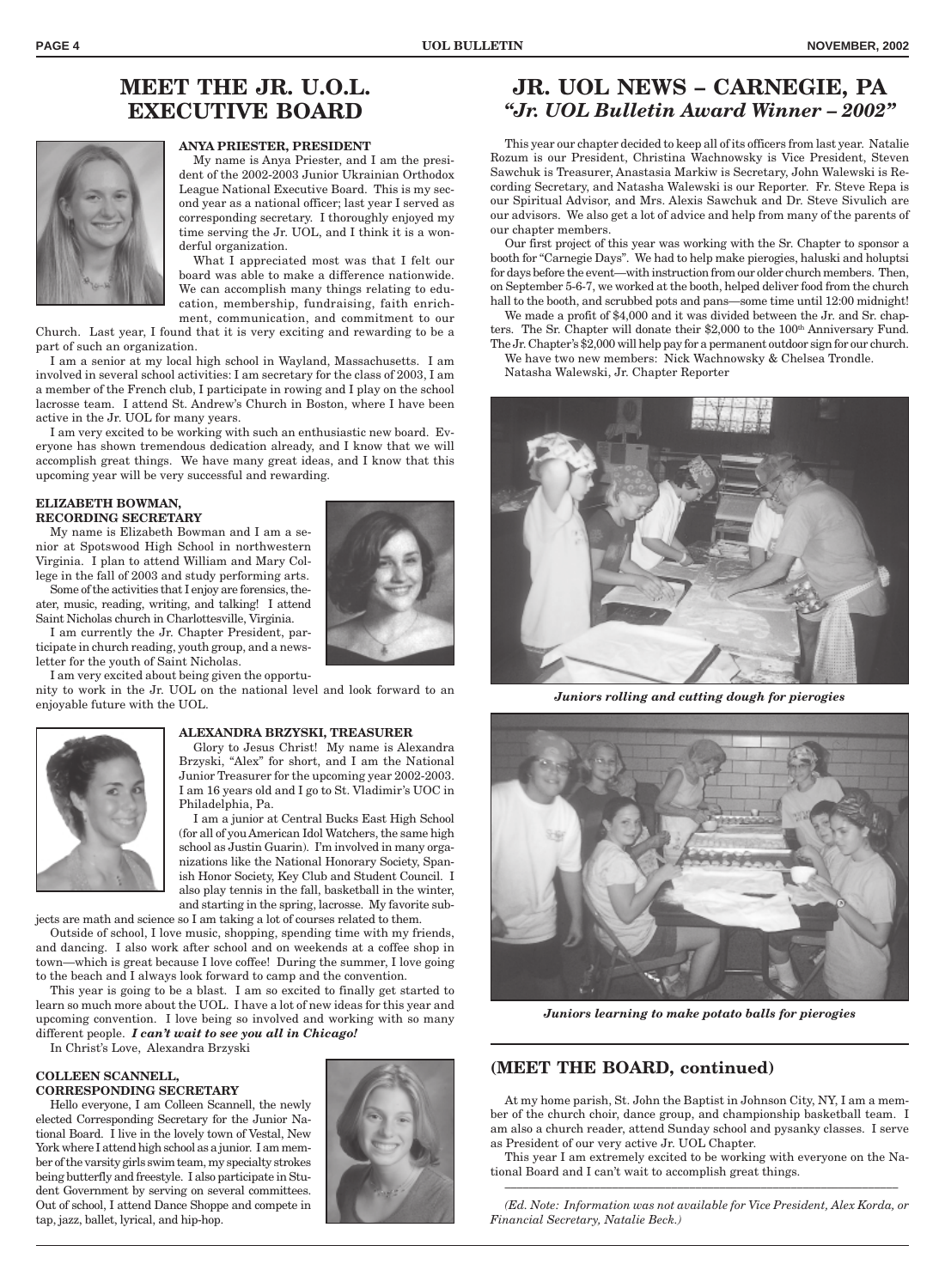# MEET THE JR. U.O.L. EXECUTIVE BOARD

**ANYA PRIESTER, PRESIDENT**

My name is Anya Priester, and I am the president of the 2002-2003 Junior Ukrainian Orthodox League National Executive Board. This is my second year as a national officer; last year I served as corresponding secretary. I thoroughly enjoyed my time serving the Jr. UOL, and I think it is a wonderful organization.

What I appreciated most was that I felt our board was able to make a difference nationwide. We can accomplish many things relating to education, membership, fundraising, faith enrichment, communication, and commitment to our Church. Last year, I found that it is very exciting and rewarding to be a part of such an organization.

I am a senior at my local high school in Wayland, Massachusetts. I am involved in several school activities: I am secretary for the class of 2003, I am a member of the French club, I participate in rowing and I play on the school lacrosse team. I attend St. Andrew's Church in Boston, where I have been active in the Jr. UOL for many years.

I am very excited to be working with such an enthusiastic new board. Everyone has shown tremendous dedication already, and I know that we will accomplish great things. We have many great ideas, and I know that this upcoming year will be very successful and rewarding.

**ELIZABETH BOWMAN, RECORDING SECRETARY**

My name is Elizabeth Bowman and I am a senior at Spotswood High School in northwestern Virginia. I plan to attend William and Mary College in the fall of 2003 and study performing arts.

Some of the activities that I enjoy are forensics, theater, music, reading, writing, and talking! I attend Saint Nicholas church in Charlottesville, Virginia.

I am currently the Jr. Chapter President, participate in church reading, youth group, and a newsletter for the youth of Saint Nicholas.

I am very excited about being given the opportunity to work in the Jr. UOL on the national level and look forward to an enjoyable future with the UOL.

**ALEXANDRA BRZYSKI, TREASURER**

Glory to Jesus Christ! My name is Alexandra Brzyski, "Alex" for short, and I am the National Junior Treasurer for the upcoming year 2002-2003. I am 16 years old and I go to St. Vladimir's UOC in Philadelphia, Pa.

I am a junior at Central Bucks East High School (for all of you American Idol Watchers, the same high school as Justin Guarin). I'm involved in many organizations like the National Honorary Society, Spanish Honor Society, Key Club and Student Council. I also play tennis in the fall, basketball in the winter, and starting in the spring, lacrosse. My favorite subjects are math and science so I am taking a lot of courses related to them.

Outside of school, I love music, shopping, spending time with my friends, and dancing. I also work after school and on weekends at a coffee shop in town—which is great because I love coffee! During the summer, I love going to the beach and I always look forward to camp and the convention.

This year is going to be a blast. I am so excited to finally get started to learn so much more about the UOL. I have a lot of new ideas for this year and upcoming convention. I love being so involved and working with so many different people. ***I can't wait to see you all in Chicago!***

In Christ's Love, Alexandra Brzyski

**COLLEEN SCANNELL, CORRESPONDING SECRETARY**

Hello everyone, I am Colleen Scannell, the newly elected Corresponding Secretary for the Junior National Board. I live in the lovely town of Vestal, New York where I attend high school as a junior. I am member of the varsity girls swim team, my specialty strokes being butterfly and freestyle. I also participate in Student Government by serving on several committees. Out of school, I attend Dance Shoppe and compete in tap, jazz, ballet, lyrical, and hip-hop.

# JR. UOL NEWS – CARNEGIE, PA

## *"Jr. UOL Bulletin Award Winner – 2002"*

This year our chapter decided to keep all of its officers from last year. Natalie Rozum is our President, Christina Wachnowsky is Vice President, Steven Sawchuk is Treasurer, Anastasia Markiw is Secretary, John Walewski is Recording Secretary, and Natasha Walewski is our Reporter. Fr. Steve Repa is our Spiritual Advisor, and Mrs. Alexis Sawchuk and Dr. Steve Sivulich are our advisors. We also get a lot of advice and help from many of the parents of our chapter members.

Our first project of this year was working with the Sr. Chapter to sponsor a booth for "Carnegie Days". We had to help make pierogies, haluski and holuptsi for days before the event—with instruction from our older church members. Then, on September 5-6-7, we worked at the booth, helped deliver food from the church hall to the booth, and scrubbed pots and pans—some time until 12:00 midnight!

We made a profit of $4,000 and it was divided between the Jr. and Sr. chapters. The Sr. Chapter will donate their $2,000 to the 100th Anniversary Fund. The Jr. Chapter's $2,000 will help pay for a permanent outdoor sign for our church.

We have two new members: Nick Wachnowsky & Chelsea Trondle.

Natasha Walewski, Jr. Chapter Reporter

*Juniors rolling and cutting dough for pierogies*

*Juniors learning to make potato balls for pierogies*

## (MEET THE BOARD, continued)

At my home parish, St. John the Baptist in Johnson City, NY, I am a member of the church choir, dance group, and championship basketball team. I am also a church reader, attend Sunday school and pysanky classes. I serve as President of our very active Jr. UOL Chapter.

This year I am extremely excited to be working with everyone on the National Board and I can't wait to accomplish great things.

*(Ed. Note: Information was not available for Vice President, Alex Korda, or Financial Secretary, Natalie Beck.)*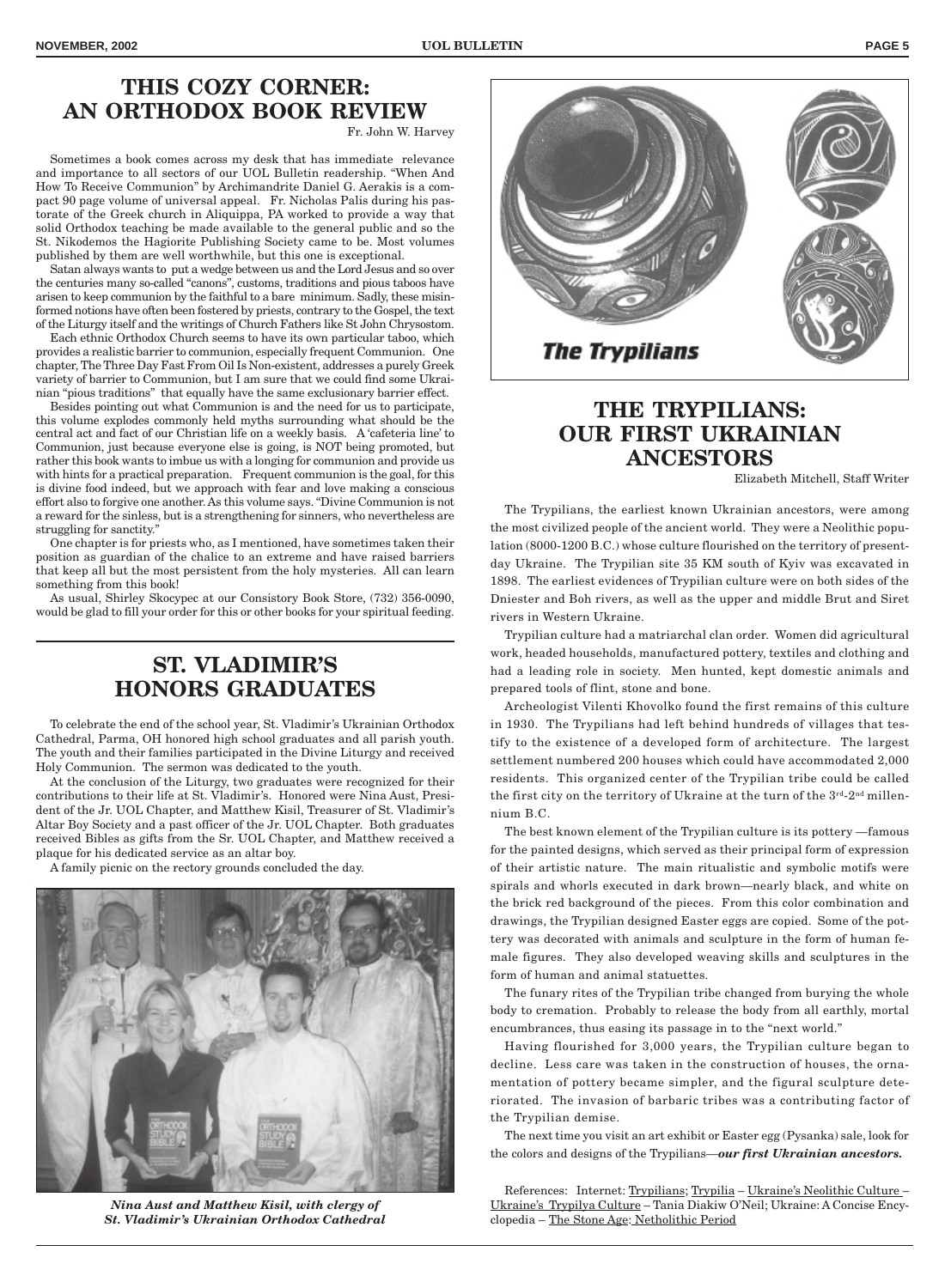# THIS COZY CORNER: AN ORTHODOX BOOK REVIEW

Fr. John W. Harvey

Sometimes a book comes across my desk that has immediate relevance and importance to all sectors of our UOL Bulletin readership. "When And How To Receive Communion" by Archimandrite Daniel G. Aerakis is a compact 90 page volume of universal appeal. Fr. Nicholas Palis during his pastorate of the Greek church in Aliquippa, PA worked to provide a way that solid Orthodox teaching be made available to the general public and so the St. Nikodemos the Hagiorite Publishing Society came to be. Most volumes published by them are well worthwhile, but this one is exceptional.

Satan always wants to put a wedge between us and the Lord Jesus and so over the centuries many so-called "canons", customs, traditions and pious taboos have arisen to keep communion by the faithful to a bare minimum. Sadly, these misinformed notions have often been fostered by priests, contrary to the Gospel, the text of the Liturgy itself and the writings of Church Fathers like St John Chrysostom.

Each ethnic Orthodox Church seems to have its own particular taboo, which provides a realistic barrier to communion, especially frequent Communion. One chapter, The Three Day Fast From Oil Is Non-existent, addresses a purely Greek variety of barrier to Communion, but I am sure that we could find some Ukrainian "pious traditions" that equally have the same exclusionary barrier effect.

Besides pointing out what Communion is and the need for us to participate, this volume explodes commonly held myths surrounding what should be the central act and fact of our Christian life on a weekly basis. A 'cafeteria line' to Communion, just because everyone else is going, is NOT being promoted, but rather this book wants to imbue us with a longing for communion and provide us with hints for a practical preparation. Frequent communion is the goal, for this is divine food indeed, but we approach with fear and love making a conscious effort also to forgive one another. As this volume says. "Divine Communion is not a reward for the sinless, but is a strengthening for sinners, who nevertheless are struggling for sanctity."

One chapter is for priests who, as I mentioned, have sometimes taken their position as guardian of the chalice to an extreme and have raised barriers that keep all but the most persistent from the holy mysteries. All can learn something from this book!

As usual, Shirley Skocypec at our Consistory Book Store, (732) 356-0090, would be glad to fill your order for this or other books for your spiritual feeding.

# ST. VLADIMIR'S HONORS GRADUATES

To celebrate the end of the school year, St. Vladimir's Ukrainian Orthodox Cathedral, Parma, OH honored high school graduates and all parish youth. The youth and their families participated in the Divine Liturgy and received Holy Communion. The sermon was dedicated to the youth.

At the conclusion of the Liturgy, two graduates were recognized for their contributions to their life at St. Vladimir's. Honored were Nina Aust, President of the Jr. UOL Chapter, and Matthew Kisil, Treasurer of St. Vladimir's Altar Boy Society and a past officer of the Jr. UOL Chapter. Both graduates received Bibles as gifts from the Sr. UOL Chapter, and Matthew received a plaque for his dedicated service as an altar boy.

A family picnic on the rectory grounds concluded the day.

***Nina Aust and Matthew Kisil, with clergy of St. Vladimir's Ukrainian Orthodox Cathedral***

***The Trypilians***

# THE TRYPILIANS: OUR FIRST UKRAINIAN ANCESTORS

Elizabeth Mitchell, Staff Writer

The Trypilians, the earliest known Ukrainian ancestors, were among the most civilized people of the ancient world. They were a Neolithic population (8000-1200 B.C.) whose culture flourished on the territory of present-day Ukraine. The Trypilian site 35 KM south of Kyiv was excavated in 1898. The earliest evidences of Trypilian culture were on both sides of the Dniester and Boh rivers, as well as the upper and middle Brut and Siret rivers in Western Ukraine.

Trypilian culture had a matriarchal clan order. Women did agricultural work, headed households, manufactured pottery, textiles and clothing and had a leading role in society. Men hunted, kept domestic animals and prepared tools of flint, stone and bone.

Archeologist Vilenti Khovolko found the first remains of this culture in 1930. The Trypilians had left behind hundreds of villages that testify to the existence of a developed form of architecture. The largest settlement numbered 200 houses which could have accommodated 2,000 residents. This organized center of the Trypilian tribe could be called the first city on the territory of Ukraine at the turn of the 3rd-2nd millennium B.C.

The best known element of the Trypilian culture is its pottery —famous for the painted designs, which served as their principal form of expression of their artistic nature. The main ritualistic and symbolic motifs were spirals and whorls executed in dark brown—nearly black, and white on the brick red background of the pieces. From this color combination and drawings, the Trypilian designed Easter eggs are copied. Some of the pottery was decorated with animals and sculpture in the form of human female figures. They also developed weaving skills and sculptures in the form of human and animal statuettes.

The funary rites of the Trypilian tribe changed from burying the whole body to cremation. Probably to release the body from all earthly, mortal encumbrances, thus easing its passage in to the "next world."

Having flourished for 3,000 years, the Trypilian culture began to decline. Less care was taken in the construction of houses, the ornamentation of pottery became simpler, and the figural sculpture deteriorated. The invasion of barbaric tribes was a contributing factor of the Trypilian demise.

The next time you visit an art exhibit or Easter egg (Pysanka) sale, look for the colors and designs of the Trypilians—***our first Ukrainian ancestors.***

References: Internet: Trypilians; Trypilia – Ukraine's Neolithic Culture – Ukraine's Trypilya Culture – Tania Diakiw O'Neil; Ukraine: A Concise Encyclopedia – The Stone Age: Netholithic Period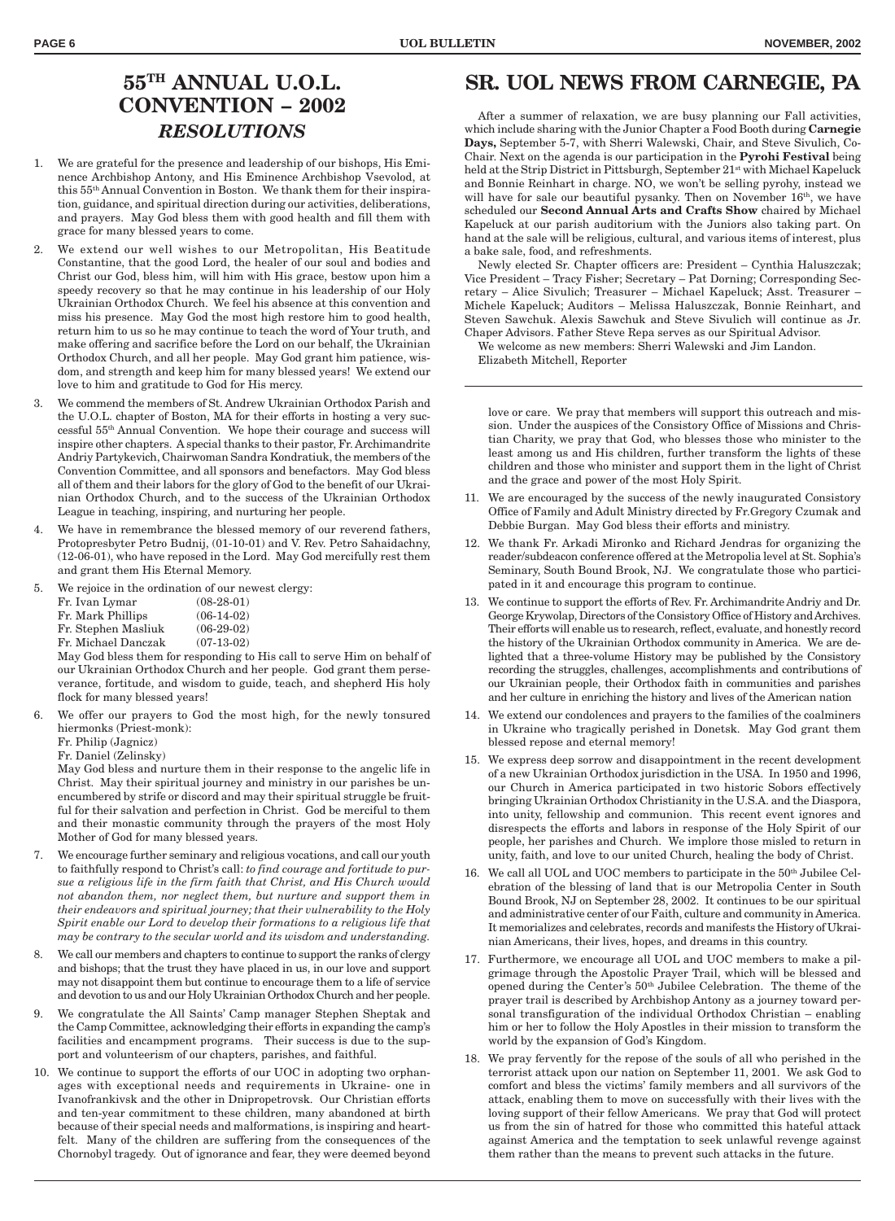# 55TH ANNUAL U.O.L. CONVENTION – 2002

## *RESOLUTIONS*

1. We are grateful for the presence and leadership of our bishops, His Eminence Archbishop Antony, and His Eminence Archbishop Vsevolod, at this 55th Annual Convention in Boston. We thank them for their inspiration, guidance, and spiritual direction during our activities, deliberations, and prayers. May God bless them with good health and fill them with grace for many blessed years to come.

2. We extend our well wishes to our Metropolitan, His Beatitude Constantine, that the good Lord, the healer of our soul and bodies and Christ our God, bless him, will him with His grace, bestow upon him a speedy recovery so that he may continue in his leadership of our Holy Ukrainian Orthodox Church. We feel his absence at this convention and miss his presence. May God the most high restore him to good health, return him to us so he may continue to teach the word of Your truth, and make offering and sacrifice before the Lord on our behalf, the Ukrainian Orthodox Church, and all her people. May God grant him patience, wisdom, and strength and keep him for many blessed years! We extend our love to him and gratitude to God for His mercy.

3. We commend the members of St. Andrew Ukrainian Orthodox Parish and the U.O.L. chapter of Boston, MA for their efforts in hosting a very successful 55th Annual Convention. We hope their courage and success will inspire other chapters. A special thanks to their pastor, Fr. Archimandrite Andriy Partykevich, Chairwoman Sandra Kondratiuk, the members of the Convention Committee, and all sponsors and benefactors. May God bless all of them and their labors for the glory of God to the benefit of our Ukrainian Orthodox Church, and to the success of the Ukrainian Orthodox League in teaching, inspiring, and nurturing her people.

4. We have in remembrance the blessed memory of our reverend fathers, Protopresbyter Petro Budnij, (01-10-01) and V. Rev. Petro Sahaidachny, (12-06-01), who have reposed in the Lord. May God mercifully rest them and grant them His Eternal Memory.

5. We rejoice in the ordination of our newest clergy:
   Fr. Ivan Lymar (08-28-01)
   Fr. Mark Phillips (06-14-02)
   Fr. Stephen Masliuk (06-29-02)
   Fr. Michael Danczak (07-13-02)

   May God bless them for responding to His call to serve Him on behalf of our Ukrainian Orthodox Church and her people. God grant them perseverance, fortitude, and wisdom to guide, teach, and shepherd His holy flock for many blessed years!

6. We offer our prayers to God the most high, for the newly tonsured hiermonks (Priest-monk):
   Fr. Philip (Jagnicz)
   Fr. Daniel (Zelinsky)

   May God bless and nurture them in their response to the angelic life in Christ. May their spiritual journey and ministry in our parishes be unencumbered by strife or discord and may their spiritual struggle be fruitful for their salvation and perfection in Christ. God be merciful to them and their monastic community through the prayers of the most Holy Mother of God for many blessed years.

7. We encourage further seminary and religious vocations, and call our youth to faithfully respond to Christ's call: *to find courage and fortitude to pursue a religious life in the firm faith that Christ, and His Church would not abandon them, nor neglect them, but nurture and support them in their endeavors and spiritual journey; that their vulnerability to the Holy Spirit enable our Lord to develop their formations to a religious life that may be contrary to the secular world and its wisdom and understanding.*

8. We call our members and chapters to continue to support the ranks of clergy and bishops; that the trust they have placed in us, in our love and support may not disappoint them but continue to encourage them to a life of service and devotion to us and our Holy Ukrainian Orthodox Church and her people.

9. We congratulate the All Saints' Camp manager Stephen Sheptak and the Camp Committee, acknowledging their efforts in expanding the camp's facilities and encampment programs. Their success is due to the support and volunteerism of our chapters, parishes, and faithful.

10. We continue to support the efforts of our UOC in adopting two orphanages with exceptional needs and requirements in Ukraine- one in Ivanofrankivsk and the other in Dnipropetrovsk. Our Christian efforts and ten-year commitment to these children, many abandoned at birth because of their special needs and malformations, is inspiring and heartfelt. Many of the children are suffering from the consequences of the Chornobyl tragedy. Out of ignorance and fear, they were deemed beyond love or care. We pray that members will support this outreach and mission. Under the auspices of the Consistory Office of Missions and Christian Charity, we pray that God, who blesses those who minister to the least among us and His children, further transform the lights of these children and those who minister and support them in the light of Christ and the grace and power of the most Holy Spirit.

11. We are encouraged by the success of the newly inaugurated Consistory Office of Family and Adult Ministry directed by Fr.Gregory Czumak and Debbie Burgan. May God bless their efforts and ministry.

12. We thank Fr. Arkadi Mironko and Richard Jendras for organizing the reader/subdeacon conference offered at the Metropolia level at St. Sophia's Seminary, South Bound Brook, NJ. We congratulate those who participated in it and encourage this program to continue.

13. We continue to support the efforts of Rev. Fr. Archimandrite Andriy and Dr. George Krywolap, Directors of the Consistory Office of History and Archives. Their efforts will enable us to research, reflect, evaluate, and honestly record the history of the Ukrainian Orthodox community in America. We are delighted that a three-volume History may be published by the Consistory recording the struggles, challenges, accomplishments and contributions of our Ukrainian people, their Orthodox faith in communities and parishes and her culture in enriching the history and lives of the American nation

14. We extend our condolences and prayers to the families of the coalminers in Ukraine who tragically perished in Donetsk. May God grant them blessed repose and eternal memory!

15. We express deep sorrow and disappointment in the recent development of a new Ukrainian Orthodox jurisdiction in the USA. In 1950 and 1996, our Church in America participated in two historic Sobors effectively bringing Ukrainian Orthodox Christianity in the U.S.A. and the Diaspora, into unity, fellowship and communion. This recent event ignores and disrespects the efforts and labors in response of the Holy Spirit of our people, her parishes and Church. We implore those misled to return in unity, faith, and love to our united Church, healing the body of Christ.

16. We call all UOL and UOC members to participate in the 50th Jubilee Celebration of the blessing of land that is our Metropolia Center in South Bound Brook, NJ on September 28, 2002. It continues to be our spiritual and administrative center of our Faith, culture and community in America. It memorializes and celebrates, records and manifests the History of Ukrainian Americans, their lives, hopes, and dreams in this country.

17. Furthermore, we encourage all UOL and UOC members to make a pilgrimage through the Apostolic Prayer Trail, which will be blessed and opened during the Center's 50th Jubilee Celebration. The theme of the prayer trail is described by Archbishop Antony as a journey toward personal transfiguration of the individual Orthodox Christian – enabling him or her to follow the Holy Apostles in their mission to transform the world by the expansion of God's Kingdom.

18. We pray fervently for the repose of the souls of all who perished in the terrorist attack upon our nation on September 11, 2001. We ask God to comfort and bless the victims' family members and all survivors of the attack, enabling them to move on successfully with their lives with the loving support of their fellow Americans. We pray that God will protect us from the sin of hatred for those who committed this hateful attack against America and the temptation to seek unlawful revenge against them rather than the means to prevent such attacks in the future.

# SR. UOL NEWS FROM CARNEGIE, PA

After a summer of relaxation, we are busy planning our Fall activities, which include sharing with the Junior Chapter a Food Booth during **Carnegie Days,** September 5-7, with Sherri Walewski, Chair, and Steve Sivulich, Co-Chair. Next on the agenda is our participation in the **Pyrohi Festival** being held at the Strip District in Pittsburgh, September 21st with Michael Kapeluck and Bonnie Reinhart in charge. NO, we won't be selling pyrohy, instead we will have for sale our beautiful pysanky. Then on November 16th, we have scheduled our **Second Annual Arts and Crafts Show** chaired by Michael Kapeluck at our parish auditorium with the Juniors also taking part. On hand at the sale will be religious, cultural, and various items of interest, plus a bake sale, food, and refreshments.

Newly elected Sr. Chapter officers are: President – Cynthia Haluszczak; Vice President – Tracy Fisher; Secretary – Pat Dorning; Corresponding Secretary – Alice Sivulich; Treasurer – Michael Kapeluck; Asst. Treasurer – Michele Kapeluck; Auditors – Melissa Haluszczak, Bonnie Reinhart, and Steven Sawchuk. Alexis Sawchuk and Steve Sivulich will continue as Jr. Chaper Advisors. Father Steve Repa serves as our Spiritual Advisor.

We welcome as new members: Sherri Walewski and Jim Landon.

Elizabeth Mitchell, Reporter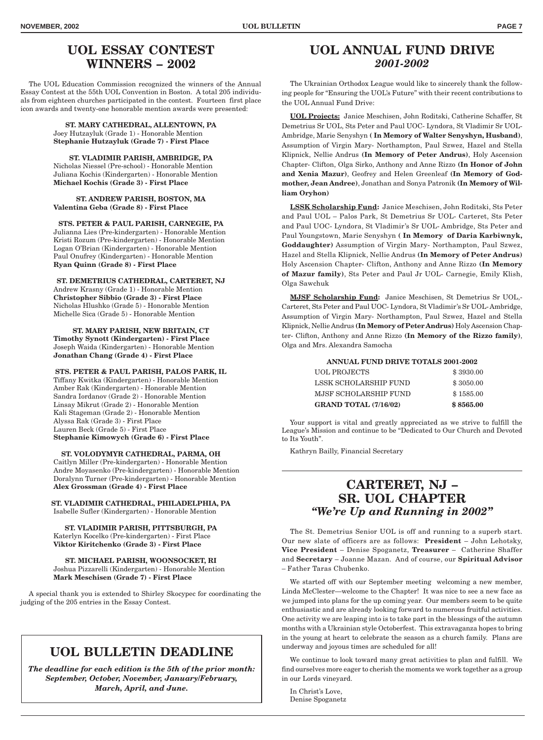## UOL ESSAY CONTEST WINNERS – 2002

The UOL Education Commission recognized the winners of the Annual Essay Contest at the 55th UOL Convention in Boston. A total 205 individuals from eighteen churches participated in the contest. Fourteen first place icon awards and twenty-one honorable mention awards were presented:

**ST. MARY CATHEDRAL, ALLENTOWN, PA**
Joey Hutzayluk (Grade 1) - Honorable Mention
**Stephanie Hutzayluk (Grade 7) - First Place**

**ST. VLADIMIR PARISH, AMBRIDGE, PA**
Nicholas Niessel (Pre-school) - Honorable Mention
Juliana Kochis (Kindergarten) - Honorable Mention
**Michael Kochis (Grade 3) - First Place**

**ST. ANDREW PARISH, BOSTON, MA**
**Valentina Geba (Grade 8) - First Place**

**STS. PETER & PAUL PARISH, CARNEGIE, PA**
Julianna Lies (Pre-kindergarten) - Honorable Mention
Kristi Rozum (Pre-kindergarten) - Honorable Mention
Logan O'Brian (Kindergarten) - Honorable Mention
Paul Onufrey (Kindergarten) - Honorable Mention
**Ryan Quinn (Grade 8) - First Place**

**ST. DEMETRIUS CATHEDRAL, CARTERET, NJ**
Andrew Krasny (Grade 1) - Honorable Mention
**Christopher Sibbio (Grade 3) - First Place**
Nicholas Hlushko (Grade 5) - Honorable Mention
Michelle Sica (Grade 5) - Honorable Mention

**ST. MARY PARISH, NEW BRITAIN, CT**
**Timothy Synott (Kindergarten) - First Place**
Joseph Waida (Kindergarten) - Honorable Mention
**Jonathan Chang (Grade 4) - First Place**

**STS. PETER & PAUL PARISH, PALOS PARK, IL**
Tiffany Kwitka (Kindergarten) - Honorable Mention
Amber Rak (Kindergarten) - Honorable Mention
Sandra Iordanov (Grade 2) - Honorable Mention
Linsay Mikrut (Grade 2) - Honorable Mention
Kali Stageman (Grade 2) - Honorable Mention
Alyssa Rak (Grade 3) - First Place
Lauren Beck (Grade 5) - First Place
**Stephanie Kimowych (Grade 6) - First Place**

**ST. VOLODYMYR CATHEDRAL, PARMA, OH**
Caitlyn Miller (Pre-kindergarten) - Honorable Mention
Andre Moyasenko (Pre-kindergarten) - Honorable Mention
Doralynn Turner (Pre-kindergarten) - Honorable Mention
**Alex Grossman (Grade 4) - First Place**

**ST. VLADIMIR CATHEDRAL, PHILADELPHIA, PA**
Isabelle Sufler (Kindergarten) - Honorable Mention

**ST. VLADIMIR PARISH, PITTSBURGH, PA**
Katerlyn Kocelko (Pre-kindergarten) - First Place
**Viktor Kiritchenko (Grade 3) - First Place**

**ST. MICHAEL PARISH, WOONSOCKET, RI**
Joshua Pizzarelli (Kindergarten) - Honorable Mention
**Mark Meschisen (Grade 7) - First Place**

A special thank you is extended to Shirley Skocypec for coordinating the judging of the 205 entries in the Essay Contest.

## UOL BULLETIN DEADLINE

***The deadline for each edition is the 5th of the prior month: September, October, November, January/February, March, April, and June.***

## UOL ANNUAL FUND DRIVE *2001-2002*

The Ukrainian Orthodox League would like to sincerely thank the following people for "Ensuring the UOL's Future" with their recent contributions to the UOL Annual Fund Drive:

**UOL Projects:** Janice Meschisen, John Roditski, Catherine Schaffer, St Demetrius Sr UOL, Sts Peter and Paul UOC- Lyndora, St Vladimir Sr UOL-Ambridge, Marie Senyshyn **( In Memory of Walter Senyshyn, Husband)**, Assumption of Virgin Mary- Northampton, Paul Szwez, Hazel and Stella Klipnick, Nellie Andrus **(In Memory of Peter Andrus)**, Holy Ascension Chapter- Clifton, Olga Sirko, Anthony and Anne Rizzo **(In Honor of John and Xenia Mazur)**, Geofrey and Helen Greenleaf **(In Memory of Godmother, Jean Andree)**, Jonathan and Sonya Patronik **(In Memory of William Oryhon)**

**LSSK Scholarship Fund:** Janice Meschisen, John Roditski, Sts Peter and Paul UOL – Palos Park, St Demetrius Sr UOL- Carteret, Sts Peter and Paul UOC- Lyndora, St Vladimir's Sr UOL- Ambridge, Sts Peter and Paul Youngstown, Marie Senyshyn **( In Memory of Daria Karbiwnyk, Goddaughter)** Assumption of Virgin Mary- Northampton, Paul Szwez, Hazel and Stella Klipnick, Nellie Andrus **(In Memory of Peter Andrus)** Holy Ascension Chapter- Clifton, Anthony and Anne Rizzo **(In Memory of Mazur family)**, Sts Peter and Paul Jr UOL- Carnegie, Emily Klish, Olga Sawchuk

**MJSF Scholarship Fund:** Janice Meschisen, St Demetrius Sr UOL,- Carteret, Sts Peter and Paul UOC- Lyndora, St Vladimir's Sr UOL- Ambridge, Assumption of Virgin Mary- Northampton, Paul Szwez, Hazel and Stella Klipnick, Nellie Andrus **(In Memory of Peter Andrus)** Holy Ascension Chapter- Clifton, Anthony and Anne Rizzo **(In Memory of the Rizzo family)**, Olga and Mrs. Alexandra Samocha

| ANNUAL FUND DRIVE TOTALS 2001-2002 | |
|---|---|
| UOL PROJECTS | $ 3930.00 |
| LSSK SCHOLARSHIP FUND | $ 3050.00 |
| MJSF SCHOLARSHIP FUND | $ 1585.00 |
| **GRAND TOTAL (7/16/02)** | **$ 8565.00** |

Your support is vital and greatly appreciated as we strive to fulfill the League's Mission and continue to be "Dedicated to Our Church and Devoted to Its Youth".

Kathryn Bailly, Financial Secretary

## CARTERET, NJ – SR. UOL CHAPTER *"We're Up and Running in 2002"*

The St. Demetrius Senior UOL is off and running to a superb start. Our new slate of officers are as follows: **President** – John Lehotsky, **Vice President** – Denise Spoganetz, **Treasurer** – Catherine Shaffer and **Secretary** – Joanne Mazan. And of course, our **Spiritual Advisor** – Father Taras Chubenko.

We started off with our September meeting welcoming a new member, Linda McClester—welcome to the Chapter! It was nice to see a new face as we jumped into plans for the up coming year. Our members seem to be quite enthusiastic and are already looking forward to numerous fruitful activities. One activity we are leaping into is to take part in the blessings of the autumn months with a Ukrainian style Octoberfest. This extravaganza hopes to bring in the young at heart to celebrate the season as a church family. Plans are underway and joyous times are scheduled for all!

We continue to look toward many great activities to plan and fulfill. We find ourselves more eager to cherish the moments we work together as a group in our Lords vineyard.

In Christ's Love,
Denise Spoganetz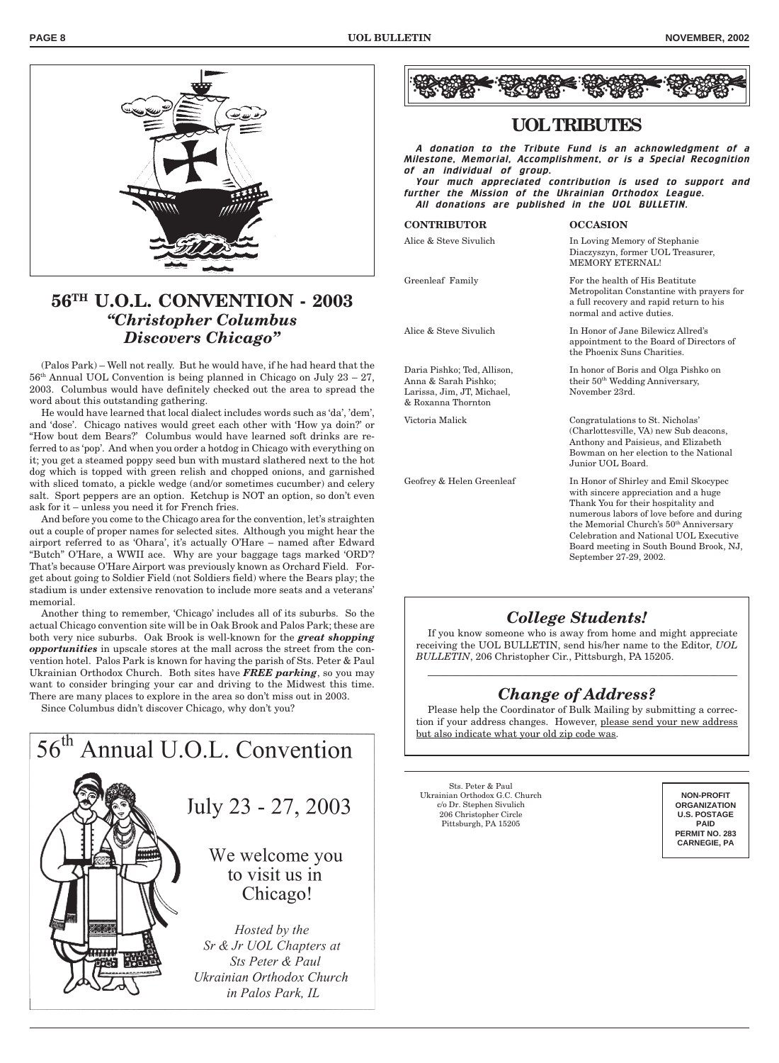## 56TH U.O.L. CONVENTION - 2003

### *"Christopher Columbus Discovers Chicago"*

(Palos Park) – Well not really. But he would have, if he had heard that the 56th Annual UOL Convention is being planned in Chicago on July 23 – 27, 2003. Columbus would have definitely checked out the area to spread the word about this outstanding gathering.

He would have learned that local dialect includes words such as 'da', 'dem', and 'dose'. Chicago natives would greet each other with 'How ya doin?' or "How bout dem Bears?' Columbus would have learned soft drinks are referred to as 'pop'. And when you order a hotdog in Chicago with everything on it; you get a steamed poppy seed bun with mustard slathered next to the hot dog which is topped with green relish and chopped onions, and garnished with sliced tomato, a pickle wedge (and/or sometimes cucumber) and celery salt. Sport peppers are an option. Ketchup is NOT an option, so don't even ask for it – unless you need it for French fries.

And before you come to the Chicago area for the convention, let's straighten out a couple of proper names for selected sites. Although you might hear the airport referred to as 'Ohara', it's actually O'Hare – named after Edward "Butch" O'Hare, a WWII ace. Why are your baggage tags marked 'ORD'? That's because O'Hare Airport was previously known as Orchard Field. Forget about going to Soldier Field (not Soldiers field) where the Bears play; the stadium is under extensive renovation to include more seats and a veterans' memorial.

Another thing to remember, 'Chicago' includes all of its suburbs. So the actual Chicago convention site will be in Oak Brook and Palos Park; these are both very nice suburbs. Oak Brook is well-known for the ***great shopping opportunities*** in upscale stores at the mall across the street from the convention hotel. Palos Park is known for having the parish of Sts. Peter & Paul Ukrainian Orthodox Church. Both sites have ***FREE parking***, so you may want to consider bringing your car and driving to the Midwest this time. There are many places to explore in the area so don't miss out in 2003.

Since Columbus didn't discover Chicago, why don't you?

---

# 56th Annual U.O.L. Convention

July 23 - 27, 2003

We welcome you to visit us in Chicago!

*Hosted by the Sr & Jr UOL Chapters at Sts Peter & Paul Ukrainian Orthodox Church in Palos Park, IL*

---

## UOL TRIBUTES

***A donation to the Tribute Fund is an acknowledgment of a Milestone, Memorial, Accomplishment, or is a Special Recognition of an individual of group.***

***Your much appreciated contribution is used to support and further the Mission of the Ukrainian Orthodox League.***

***All donations are published in the UOL BULLETIN.***

| CONTRIBUTOR | OCCASION |
|---|---|
| Alice & Steve Sivulich | In Loving Memory of Stephanie Diaczyszyn, former UOL Treasurer, MEMORY ETERNAL! |
| Greenleaf Family | For the health of His Beatitute Metropolitan Constantine with prayers for a full recovery and rapid return to his normal and active duties. |
| Alice & Steve Sivulich | In Honor of Jane Bilewicz Allred's appointment to the Board of Directors of the Phoenix Suns Charities. |
| Daria Pishko; Ted, Allison, Anna & Sarah Pishko; Larissa, Jim, JT, Michael, & Roxanna Thornton | In honor of Boris and Olga Pishko on their 50th Wedding Anniversary, November 23rd. |
| Victoria Malick | Congratulations to St. Nicholas' (Charlottesville, VA) new Sub deacons, Anthony and Paisieus, and Elizabeth Bowman on her election to the National Junior UOL Board. |
| Geofrey & Helen Greenleaf | In Honor of Shirley and Emil Skocypec with sincere appreciation and a huge Thank You for their hospitality and numerous labors of love before and during the Memorial Church's 50th Anniversary Celebration and National UOL Executive Board meeting in South Bound Brook, NJ, September 27-29, 2002. |

### *College Students!*

If you know someone who is away from home and might appreciate receiving the UOL BULLETIN, send his/her name to the Editor, *UOL BULLETIN*, 206 Christopher Cir., Pittsburgh, PA 15205.

### *Change of Address?*

Please help the Coordinator of Bulk Mailing by submitting a correction if your address changes. However, please send your new address but also indicate what your old zip code was.

---

Sts. Peter & Paul
Ukrainian Orthodox G.C. Church
c/o Dr. Stephen Sivulich
206 Christopher Circle
Pittsburgh, PA 15205

NON-PROFIT ORGANIZATION
U.S. POSTAGE PAID
PERMIT NO. 283
CARNEGIE, PA